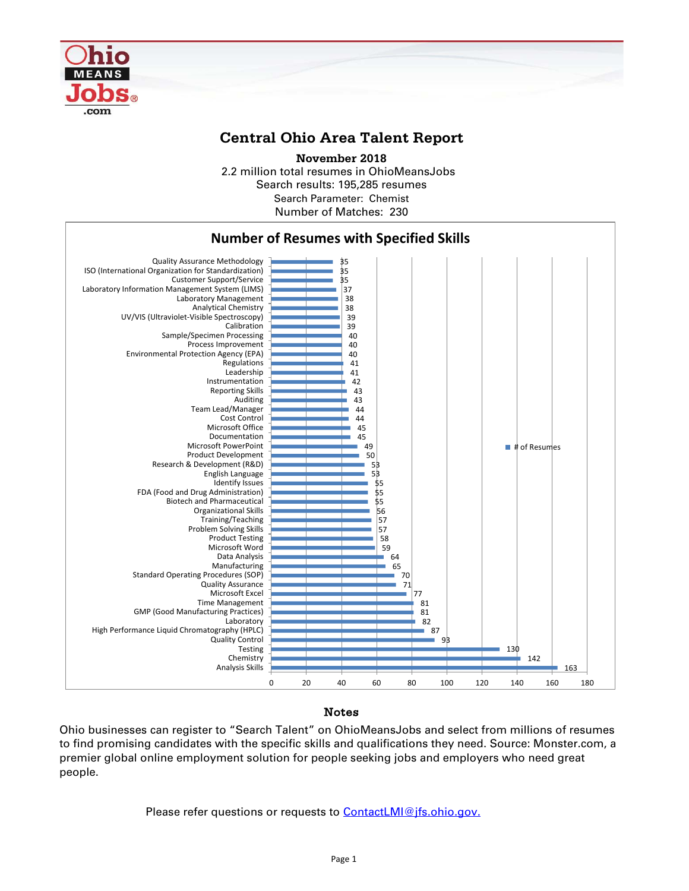# Central Ohio Area Talent Report

**November 2018**

2.2 million total resumes in OhioMeansJobs
Search results: 195,285 resumes
Search Parameter: Chemist
Number of Matches: 230

## Number of Resumes with Specified Skills

| Skill | # of Resumes |
|---|---|
| Quality Assurance Methodology | 35 |
| ISO (International Organization for Standardization) | 35 |
| Customer Support/Service | 35 |
| Laboratory Information Management System (LIMS) | 37 |
| Laboratory Management | 38 |
| Analytical Chemistry | 38 |
| UV/VIS (Ultraviolet-Visible Spectroscopy) | 39 |
| Calibration | 39 |
| Sample/Specimen Processing | 40 |
| Process Improvement | 40 |
| Environmental Protection Agency (EPA) | 40 |
| Regulations | 41 |
| Leadership | 41 |
| Instrumentation | 42 |
| Reporting Skills | 43 |
| Auditing | 43 |
| Team Lead/Manager | 44 |
| Cost Control | 44 |
| Microsoft Office | 45 |
| Documentation | 45 |
| Microsoft PowerPoint | 49 |
| Product Development | 50 |
| Research & Development (R&D) | 53 |
| English Language | 53 |
| Identify Issues | 55 |
| FDA (Food and Drug Administration) | 55 |
| Biotech and Pharmaceutical | 55 |
| Organizational Skills | 56 |
| Training/Teaching | 57 |
| Problem Solving Skills | 57 |
| Product Testing | 58 |
| Microsoft Word | 59 |
| Data Analysis | 64 |
| Manufacturing | 65 |
| Standard Operating Procedures (SOP) | 70 |
| Quality Assurance | 71 |
| Microsoft Excel | 77 |
| Time Management | 81 |
| GMP (Good Manufacturing Practices) | 81 |
| Laboratory | 82 |
| High Performance Liquid Chromatography (HPLC) | 87 |
| Quality Control | 93 |
| Testing | 130 |
| Chemistry | 142 |
| Analysis Skills | 163 |

## Notes

Ohio businesses can register to "Search Talent" on OhioMeansJobs and select from millions of resumes to find promising candidates with the specific skills and qualifications they need. Source: Monster.com, a premier global online employment solution for people seeking jobs and employers who need great people.

Please refer questions or requests to [ContactLMI@jfs.ohio.gov.](mailto:ContactLMI@jfs.ohio.gov)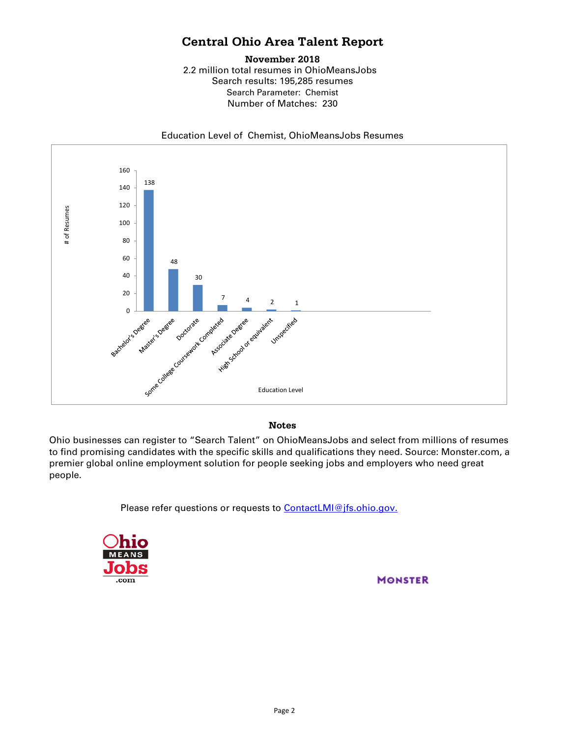# Central Ohio Area Talent Report

**November 2018**

2.2 million total resumes in OhioMeansJobs

Search results: 195,285 resumes

Search Parameter: Chemist

Number of Matches: 230

Education Level of Chemist, OhioMeansJobs Resumes

# of Resumes

160
140
120
100
80
60
40
20
0

138
48
30
7
4
2
1

Bachelor's Degree
Master's Degree
Doctorate
Some College Coursework Completed
Associate Degree
High School or equivalent
Unspecified

Education Level

**Notes**

Ohio businesses can register to "Search Talent" on OhioMeansJobs and select from millions of resumes to find promising candidates with the specific skills and qualifications they need. Source: Monster.com, a premier global online employment solution for people seeking jobs and employers who need great people.

Please refer questions or requests to [ContactLMI@jfs.ohio.gov.](mailto:ContactLMI@jfs.ohio.gov)

Ohio MEANS Jobs .com

MONSTER